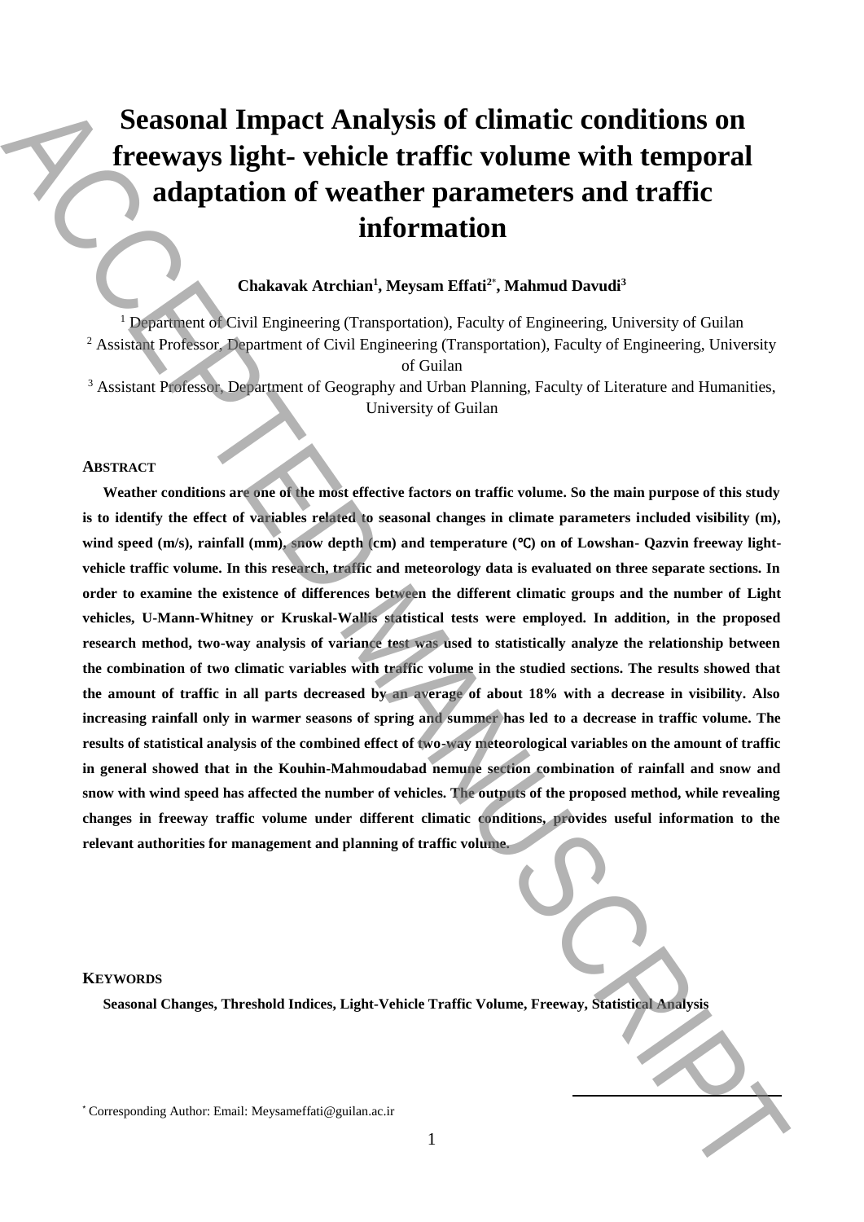# Seasonal Impact Analysis of climatic conditions on freeways light- vehicle traffic volume with temporal adaptation of weather parameters and traffic information

**Chakavak Atrchian[1], Meysam Effati[2*], Mahmud Davudi[3]**

[1] Department of Civil Engineering (Transportation), Faculty of Engineering, University of Guilan
[2] Assistant Professor, Department of Civil Engineering (Transportation), Faculty of Engineering, University of Guilan
[3] Assistant Professor, Department of Geography and Urban Planning, Faculty of Literature and Humanities, University of Guilan

## ABSTRACT

**Weather conditions are one of the most effective factors on traffic volume. So the main purpose of this study is to identify the effect of variables related to seasonal changes in climate parameters included visibility (m), wind speed (m/s), rainfall (mm), snow depth (cm) and temperature (℃) on of Lowshan- Qazvin freeway light-vehicle traffic volume. In this research, traffic and meteorology data is evaluated on three separate sections. In order to examine the existence of differences between the different climatic groups and the number of Light vehicles, U-Mann-Whitney or Kruskal-Wallis statistical tests were employed. In addition, in the proposed research method, two-way analysis of variance test was used to statistically analyze the relationship between the combination of two climatic variables with traffic volume in the studied sections. The results showed that the amount of traffic in all parts decreased by an average of about 18% with a decrease in visibility. Also increasing rainfall only in warmer seasons of spring and summer has led to a decrease in traffic volume. The results of statistical analysis of the combined effect of two-way meteorological variables on the amount of traffic in general showed that in the Kouhin-Mahmoudabad nemune section combination of rainfall and snow and snow with wind speed has affected the number of vehicles. The outputs of the proposed method, while revealing changes in freeway traffic volume under different climatic conditions, provides useful information to the relevant authorities for management and planning of traffic volume.**

## KEYWORDS

**Seasonal Changes, Threshold Indices, Light-Vehicle Traffic Volume, Freeway, Statistical Analysis**

[*] Corresponding Author: Email: Meysameffati@guilan.ac.ir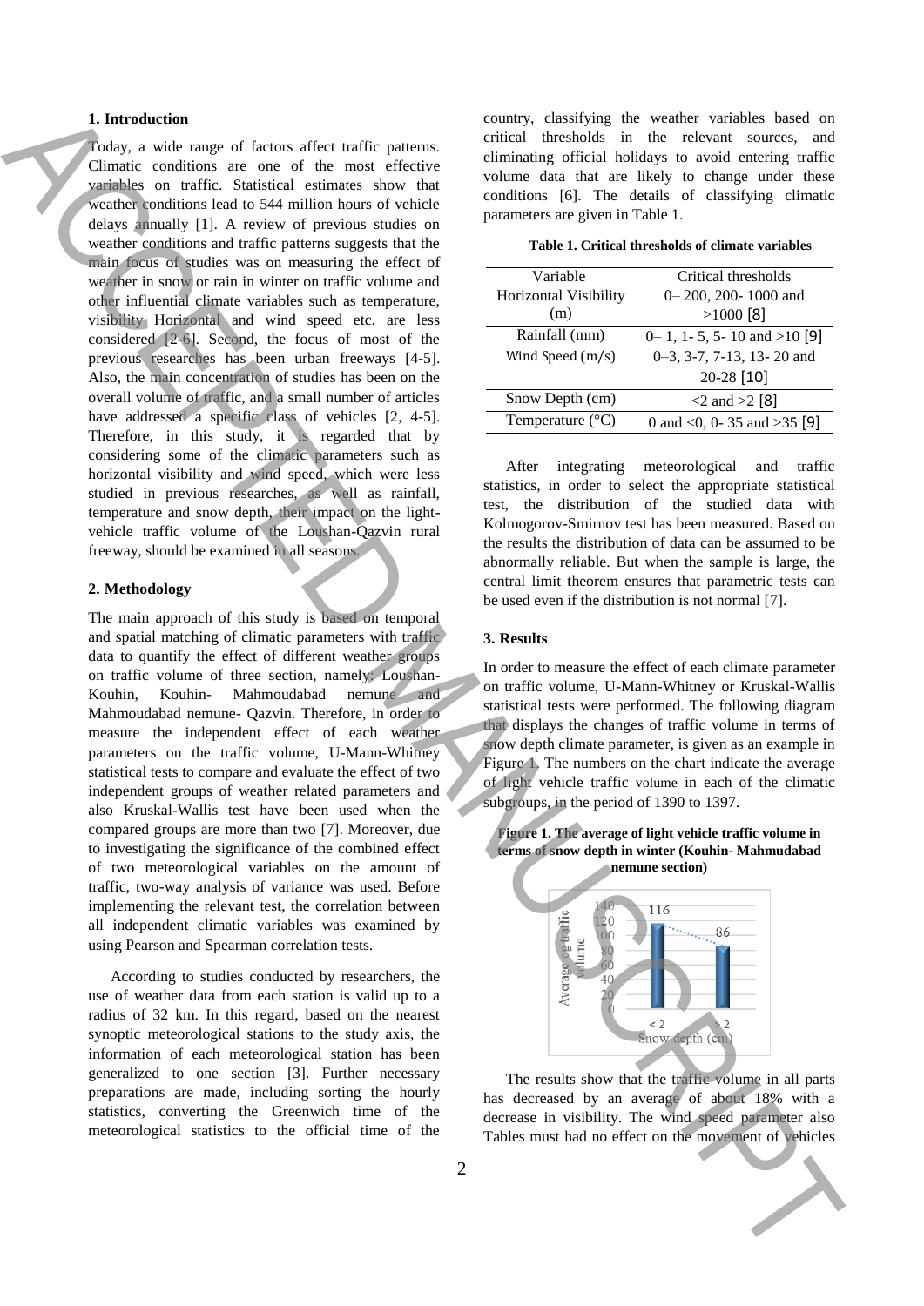## 1. Introduction

Today, a wide range of factors affect traffic patterns. Climatic conditions are one of the most effective variables on traffic. Statistical estimates show that weather conditions lead to 544 million hours of vehicle delays annually [1]. A review of previous studies on weather conditions and traffic patterns suggests that the main focus of studies was on measuring the effect of weather in snow or rain in winter on traffic volume and other influential climate variables such as temperature, visibility Horizontal and wind speed etc. are less considered [2-6]. Second, the focus of most of the previous researches has been urban freeways [4-5]. Also, the main concentration of studies has been on the overall volume of traffic, and a small number of articles have addressed a specific class of vehicles [2, 4-5]. Therefore, in this study, it is regarded that by considering some of the climatic parameters such as horizontal visibility and wind speed, which were less studied in previous researches, as well as rainfall, temperature and snow depth, their impact on the light-vehicle traffic volume of the Loushan-Qazvin rural freeway, should be examined in all seasons.

## 2. Methodology

The main approach of this study is based on temporal and spatial matching of climatic parameters with traffic data to quantify the effect of different weather groups on traffic volume of three section, namely: Loushan-Kouhin, Kouhin- Mahmoudabad nemune and Mahmoudabad nemune- Qazvin. Therefore, in order to measure the independent effect of each weather parameters on the traffic volume, U-Mann-Whitney statistical tests to compare and evaluate the effect of two independent groups of weather related parameters and also Kruskal-Wallis test have been used when the compared groups are more than two [7]. Moreover, due to investigating the significance of the combined effect of two meteorological variables on the amount of traffic, two-way analysis of variance was used. Before implementing the relevant test, the correlation between all independent climatic variables was examined by using Pearson and Spearman correlation tests.

According to studies conducted by researchers, the use of weather data from each station is valid up to a radius of 32 km. In this regard, based on the nearest synoptic meteorological stations to the study axis, the information of each meteorological station has been generalized to one section [3]. Further necessary preparations are made, including sorting the hourly statistics, converting the Greenwich time of the meteorological statistics to the official time of the country, classifying the weather variables based on critical thresholds in the relevant sources, and eliminating official holidays to avoid entering traffic volume data that are likely to change under these conditions [6]. The details of classifying climatic parameters are given in Table 1.

**Table 1. Critical thresholds of climate variables**

| Variable | Critical thresholds |
|---|---|
| Horizontal Visibility (m) | 0– 200, 200- 1000 and >1000 [8] |
| Rainfall (mm) | 0– 1, 1- 5, 5- 10 and >10 [9] |
| Wind Speed (m/s) | 0–3, 3-7, 7-13, 13- 20 and 20-28 [10] |
| Snow Depth (cm) | <2 and >2 [8] |
| Temperature (°C) | 0 and <0, 0- 35 and >35 [9] |

After integrating meteorological and traffic statistics, in order to select the appropriate statistical test, the distribution of the studied data with Kolmogorov-Smirnov test has been measured. Based on the results the distribution of data can be assumed to be abnormally reliable. But when the sample is large, the central limit theorem ensures that parametric tests can be used even if the distribution is not normal [7].

## 3. Results

In order to measure the effect of each climate parameter on traffic volume, U-Mann-Whitney or Kruskal-Wallis statistical tests were performed. The following diagram that displays the changes of traffic volume in terms of snow depth climate parameter, is given as an example in Figure 1. The numbers on the chart indicate the average of light vehicle traffic volume in each of the climatic subgroups, in the period of 1390 to 1397.

**Figure 1. The average of light vehicle traffic volume in terms of snow depth in winter (Kouhin- Mahmudabad nemune section)**

The results show that the traffic volume in all parts has decreased by an average of about 18% with a decrease in visibility. The wind speed parameter also Tables must had no effect on the movement of vehicles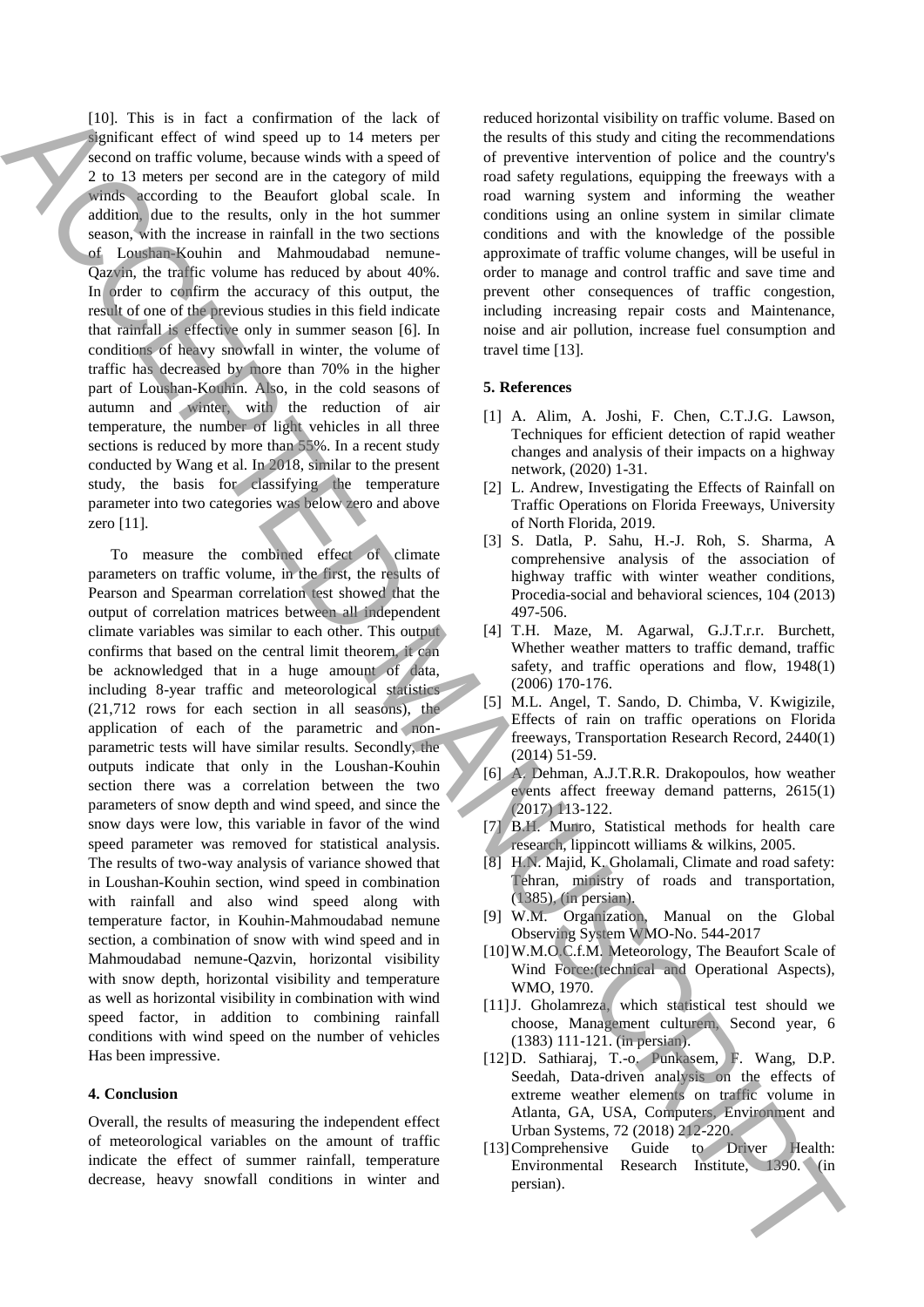[10]. This is in fact a confirmation of the lack of significant effect of wind speed up to 14 meters per second on traffic volume, because winds with a speed of 2 to 13 meters per second are in the category of mild winds according to the Beaufort global scale. In addition, due to the results, only in the hot summer season, with the increase in rainfall in the two sections of Loushan-Kouhin and Mahmoudabad nemune-Qazvin, the traffic volume has reduced by about 40%. In order to confirm the accuracy of this output, the result of one of the previous studies in this field indicate that rainfall is effective only in summer season [6]. In conditions of heavy snowfall in winter, the volume of traffic has decreased by more than 70% in the higher part of Loushan-Kouhin. Also, in the cold seasons of autumn and winter, with the reduction of air temperature, the number of light vehicles in all three sections is reduced by more than 55%. In a recent study conducted by Wang et al. In 2018, similar to the present study, the basis for classifying the temperature parameter into two categories was below zero and above zero [11].

To measure the combined effect of climate parameters on traffic volume, in the first, the results of Pearson and Spearman correlation test showed that the output of correlation matrices between all independent climate variables was similar to each other. This output confirms that based on the central limit theorem, it can be acknowledged that in a huge amount of data, including 8-year traffic and meteorological statistics (21,712 rows for each section in all seasons), the application of each of the parametric and non-parametric tests will have similar results. Secondly, the outputs indicate that only in the Loushan-Kouhin section there was a correlation between the two parameters of snow depth and wind speed, and since the snow days were low, this variable in favor of the wind speed parameter was removed for statistical analysis. The results of two-way analysis of variance showed that in Loushan-Kouhin section, wind speed in combination with rainfall and also wind speed along with temperature factor, in Kouhin-Mahmoudabad nemune section, a combination of snow with wind speed and in Mahmoudabad nemune-Qazvin, horizontal visibility with snow depth, horizontal visibility and temperature as well as horizontal visibility in combination with wind speed factor, in addition to combining rainfall conditions with wind speed on the number of vehicles Has been impressive.

## 4. Conclusion

Overall, the results of measuring the independent effect of meteorological variables on the amount of traffic indicate the effect of summer rainfall, temperature decrease, heavy snowfall conditions in winter and reduced horizontal visibility on traffic volume. Based on the results of this study and citing the recommendations of preventive intervention of police and the country's road safety regulations, equipping the freeways with a road warning system and informing the weather conditions using an online system in similar climate conditions and with the knowledge of the possible approximate of traffic volume changes, will be useful in order to manage and control traffic and save time and prevent other consequences of traffic congestion, including increasing repair costs and Maintenance, noise and air pollution, increase fuel consumption and travel time [13].

## 5. References

[1] A. Alim, A. Joshi, F. Chen, C.T.J.G. Lawson, Techniques for efficient detection of rapid weather changes and analysis of their impacts on a highway network, (2020) 1-31.

[2] L. Andrew, Investigating the Effects of Rainfall on Traffic Operations on Florida Freeways, University of North Florida, 2019.

[3] S. Datla, P. Sahu, H.-J. Roh, S. Sharma, A comprehensive analysis of the association of highway traffic with winter weather conditions, Procedia-social and behavioral sciences, 104 (2013) 497-506.

[4] T.H. Maze, M. Agarwal, G.J.T.r.r. Burchett, Whether weather matters to traffic demand, traffic safety, and traffic operations and flow, 1948(1) (2006) 170-176.

[5] M.L. Angel, T. Sando, D. Chimba, V. Kwigizile, Effects of rain on traffic operations on Florida freeways, Transportation Research Record, 2440(1) (2014) 51-59.

[6] A. Dehman, A.J.T.R.R. Drakopoulos, how weather events affect freeway demand patterns, 2615(1) (2017) 113-122.

[7] B.H. Munro, Statistical methods for health care research, lippincott williams & wilkins, 2005.

[8] H.N. Majid, K. Gholamali, Climate and road safety: Tehran, ministry of roads and transportation, (1385), (in persian).

[9] W.M. Organization, Manual on the Global Observing System WMO-No. 544-2017

[10] W.M.O.C.f.M. Meteorology, The Beaufort Scale of Wind Force:(technical and Operational Aspects), WMO, 1970.

[11] J. Gholamreza, which statistical test should we choose, Management culturem, Second year, 6 (1383) 111-121. (in persian).

[12] D. Sathiaraj, T.-o. Punkasem, F. Wang, D.P. Seedah, Data-driven analysis on the effects of extreme weather elements on traffic volume in Atlanta, GA, USA, Computers, Environment and Urban Systems, 72 (2018) 212-220.

[13] Comprehensive Guide to Driver Health: Environmental Research Institute, 1390. (in persian).